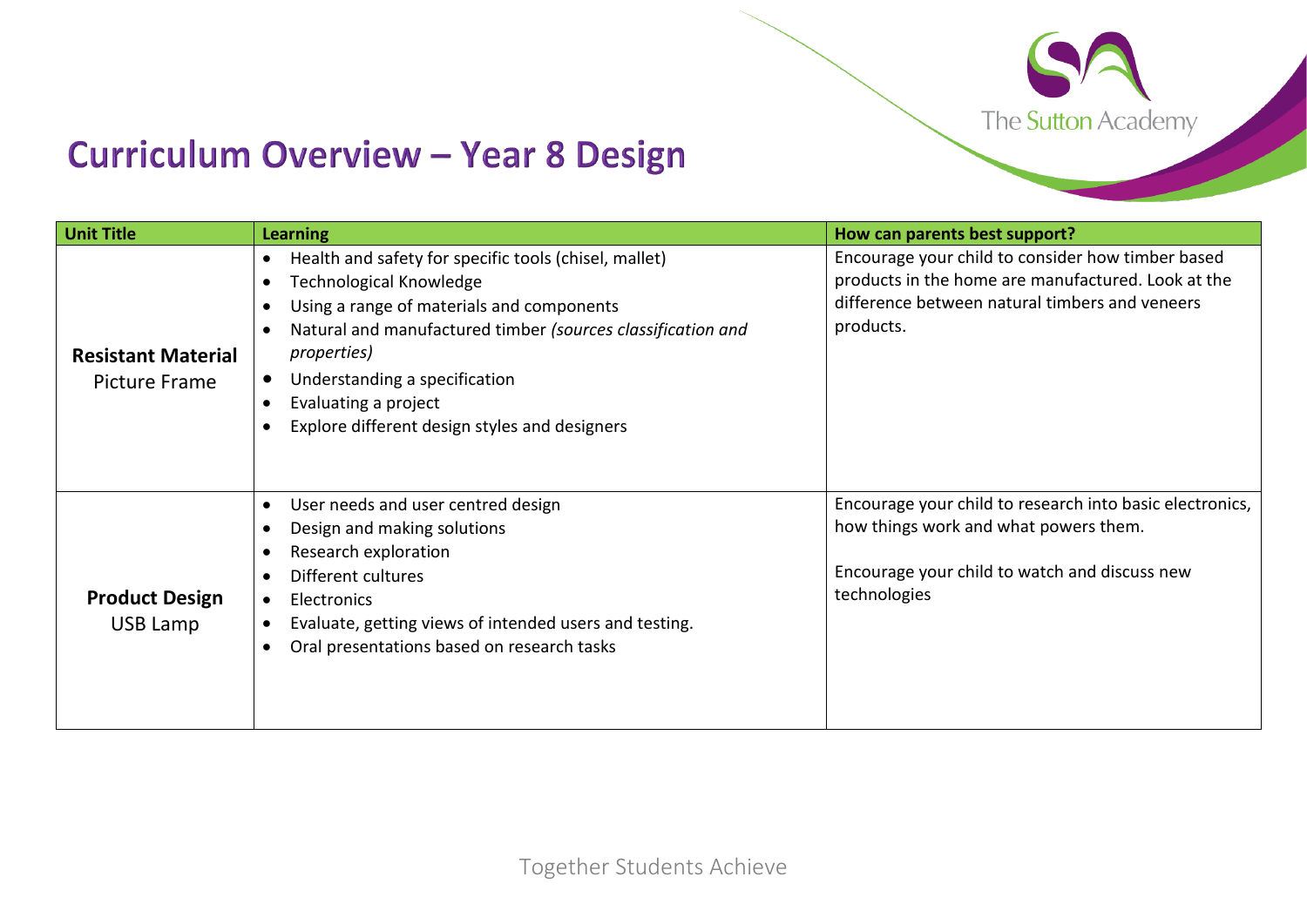# Curriculum Overview – Year 8 Design

| Unit Title | Learning | How can parents best support? |
| --- | --- | --- |
| **Resistant Material** Picture Frame | • Health and safety for specific tools (chisel, mallet)<br>• Technological Knowledge<br>• Using a range of materials and components<br>• Natural and manufactured timber *(sources classification and properties)*<br>• Understanding a specification<br>• Evaluating a project<br>• Explore different design styles and designers | Encourage your child to consider how timber based products in the home are manufactured. Look at the difference between natural timbers and veneers products. |
| **Product Design** USB Lamp | • User needs and user centred design<br>• Design and making solutions<br>• Research exploration<br>• Different cultures<br>• Electronics<br>• Evaluate, getting views of intended users and testing.<br>• Oral presentations based on research tasks | Encourage your child to research into basic electronics, how things work and what powers them.<br><br>Encourage your child to watch and discuss new technologies |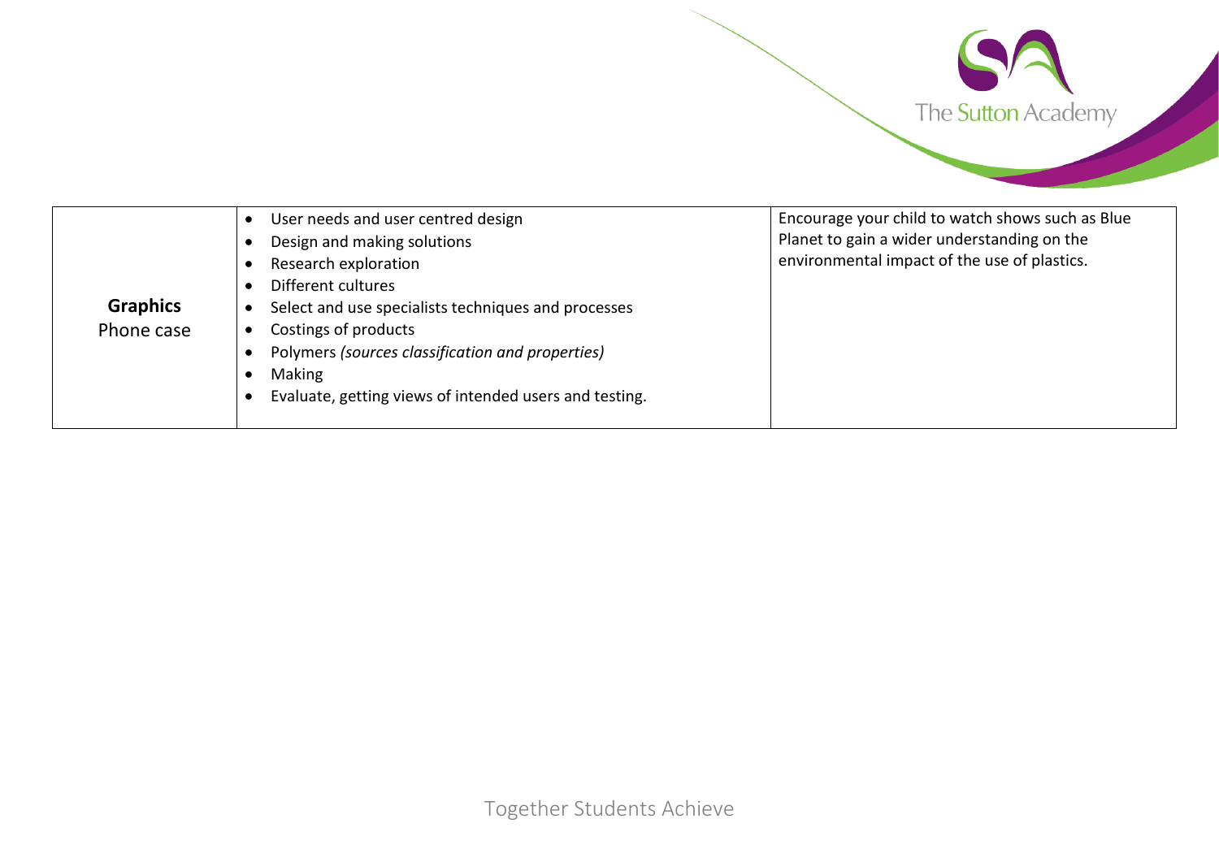| | | |
|---|---|---|
| **Graphics**<br>Phone case | • User needs and user centred design<br>• Design and making solutions<br>• Research exploration<br>• Different cultures<br>• Select and use specialists techniques and processes<br>• Costings of products<br>• Polymers *(sources classification and properties)*<br>• Making<br>• Evaluate, getting views of intended users and testing. | Encourage your child to watch shows such as Blue Planet to gain a wider understanding on the environmental impact of the use of plastics. |